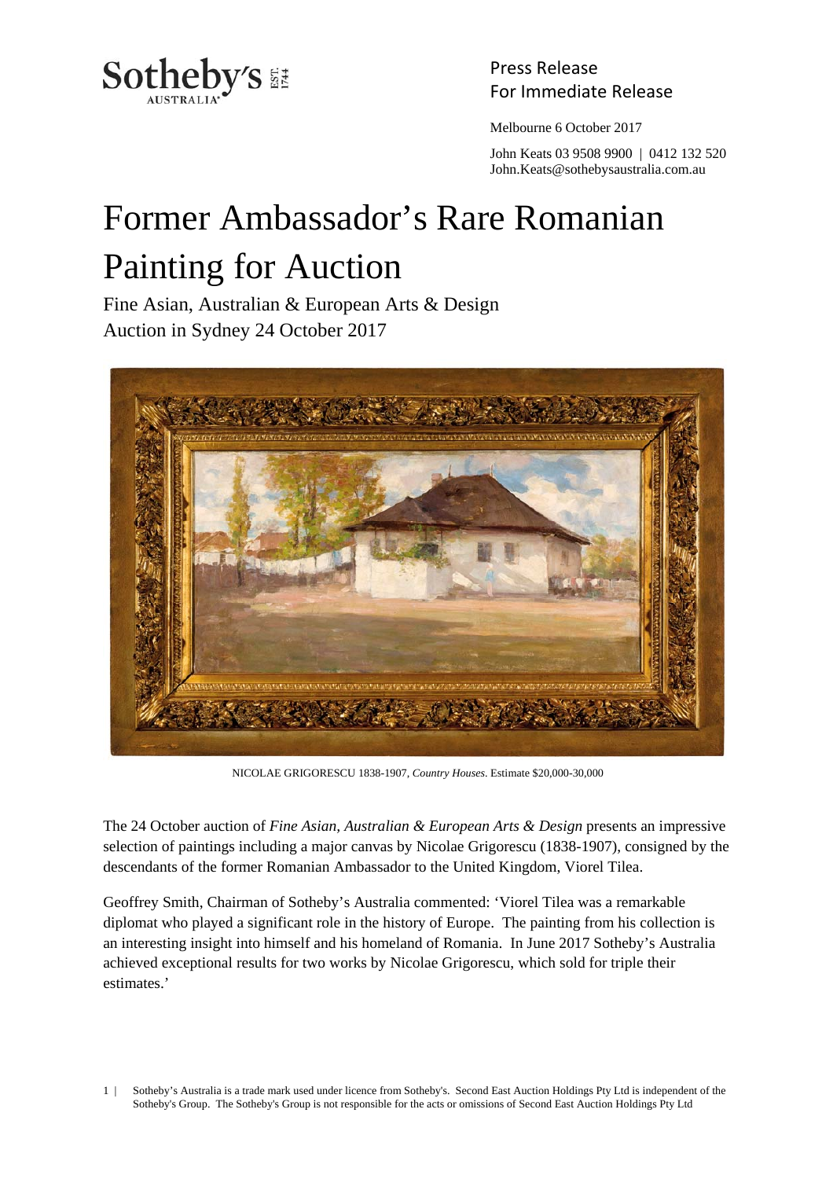Press Release
For Immediate Release

Melbourne 6 October 2017

John Keats 03 9508 9900 | 0412 132 520
John.Keats@sothebysaustralia.com.au

# Former Ambassador's Rare Romanian Painting for Auction

Fine Asian, Australian & European Arts & Design
Auction in Sydney 24 October 2017

NICOLAE GRIGORESCU 1838-1907, *Country Houses*. Estimate $20,000-30,000

The 24 October auction of *Fine Asian, Australian & European Arts & Design* presents an impressive selection of paintings including a major canvas by Nicolae Grigorescu (1838-1907), consigned by the descendants of the former Romanian Ambassador to the United Kingdom, Viorel Tilea.

Geoffrey Smith, Chairman of Sotheby's Australia commented: 'Viorel Tilea was a remarkable diplomat who played a significant role in the history of Europe. The painting from his collection is an interesting insight into himself and his homeland of Romania. In June 2017 Sotheby's Australia achieved exceptional results for two works by Nicolae Grigorescu, which sold for triple their estimates.'

Sotheby's Australia is a trade mark used under licence from Sotheby's. Second East Auction Holdings Pty Ltd is independent of the Sotheby's Group. The Sotheby's Group is not responsible for the acts or omissions of Second East Auction Holdings Pty Ltd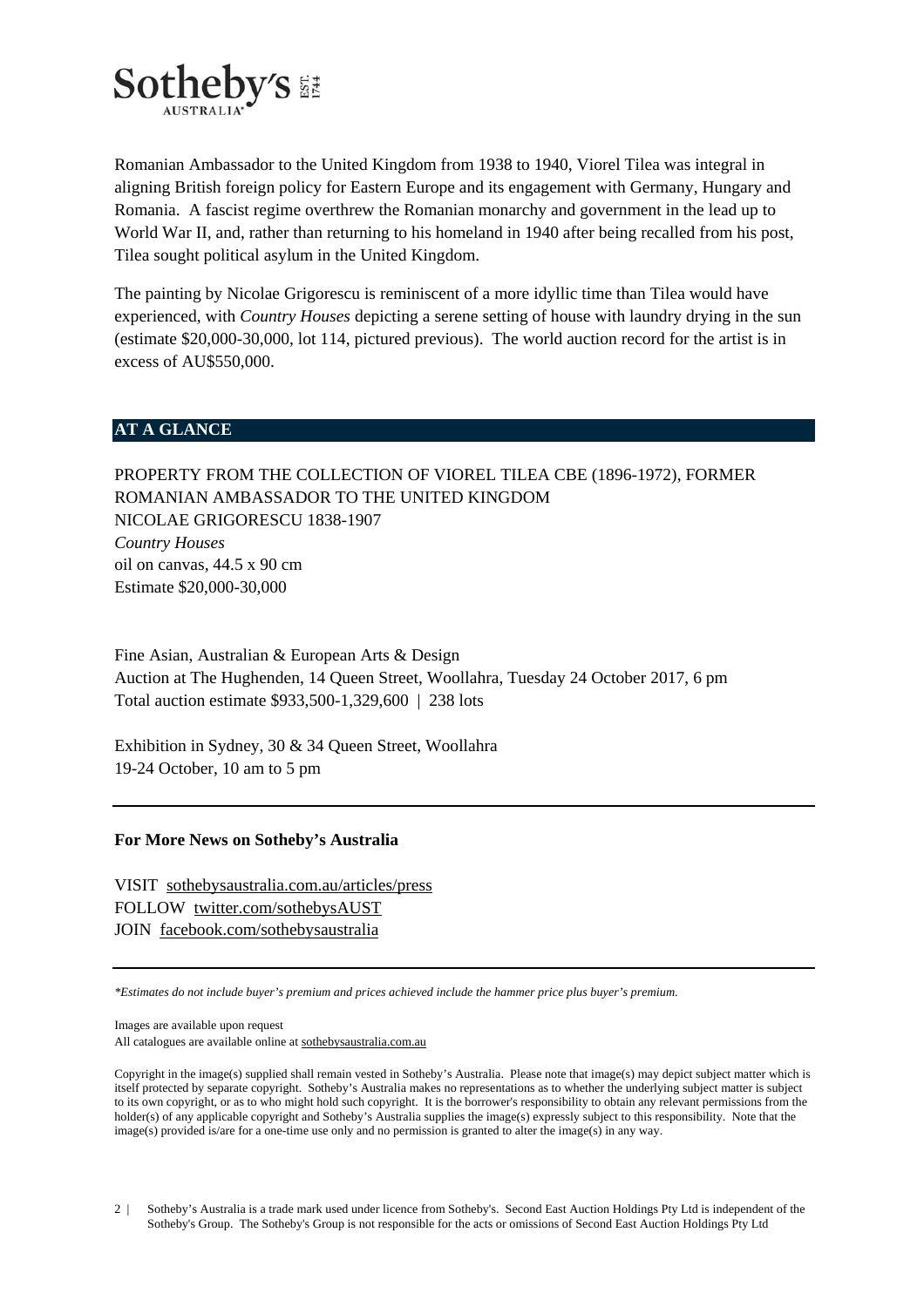Romanian Ambassador to the United Kingdom from 1938 to 1940, Viorel Tilea was integral in aligning British foreign policy for Eastern Europe and its engagement with Germany, Hungary and Romania. A fascist regime overthrew the Romanian monarchy and government in the lead up to World War II, and, rather than returning to his homeland in 1940 after being recalled from his post, Tilea sought political asylum in the United Kingdom.

The painting by Nicolae Grigorescu is reminiscent of a more idyllic time than Tilea would have experienced, with *Country Houses* depicting a serene setting of house with laundry drying in the sun (estimate $20,000-30,000, lot 114, pictured previous). The world auction record for the artist is in excess of AU$550,000.

## AT A GLANCE

PROPERTY FROM THE COLLECTION OF VIOREL TILEA CBE (1896-1972), FORMER ROMANIAN AMBASSADOR TO THE UNITED KINGDOM
NICOLAE GRIGORESCU 1838-1907
*Country Houses*
oil on canvas, 44.5 x 90 cm
Estimate $20,000-30,000

Fine Asian, Australian & European Arts & Design
Auction at The Hughenden, 14 Queen Street, Woollahra, Tuesday 24 October 2017, 6 pm
Total auction estimate $933,500-1,329,600 | 238 lots

Exhibition in Sydney, 30 & 34 Queen Street, Woollahra
19-24 October, 10 am to 5 pm

---

**For More News on Sotheby's Australia**

VISIT sothebysaustralia.com.au/articles/press
FOLLOW twitter.com/sothebysAUST
JOIN facebook.com/sothebysaustralia

---

*\*Estimates do not include buyer's premium and prices achieved include the hammer price plus buyer's premium.*

Images are available upon request
All catalogues are available online at sothebysaustralia.com.au

Copyright in the image(s) supplied shall remain vested in Sotheby's Australia. Please note that image(s) may depict subject matter which is itself protected by separate copyright. Sotheby's Australia makes no representations as to whether the underlying subject matter is subject to its own copyright, or as to who might hold such copyright. It is the borrower's responsibility to obtain any relevant permissions from the holder(s) of any applicable copyright and Sotheby's Australia supplies the image(s) expressly subject to this responsibility. Note that the image(s) provided is/are for a one-time use only and no permission is granted to alter the image(s) in any way.

Sotheby's Australia is a trade mark used under licence from Sotheby's. Second East Auction Holdings Pty Ltd is independent of the Sotheby's Group. The Sotheby's Group is not responsible for the acts or omissions of Second East Auction Holdings Pty Ltd